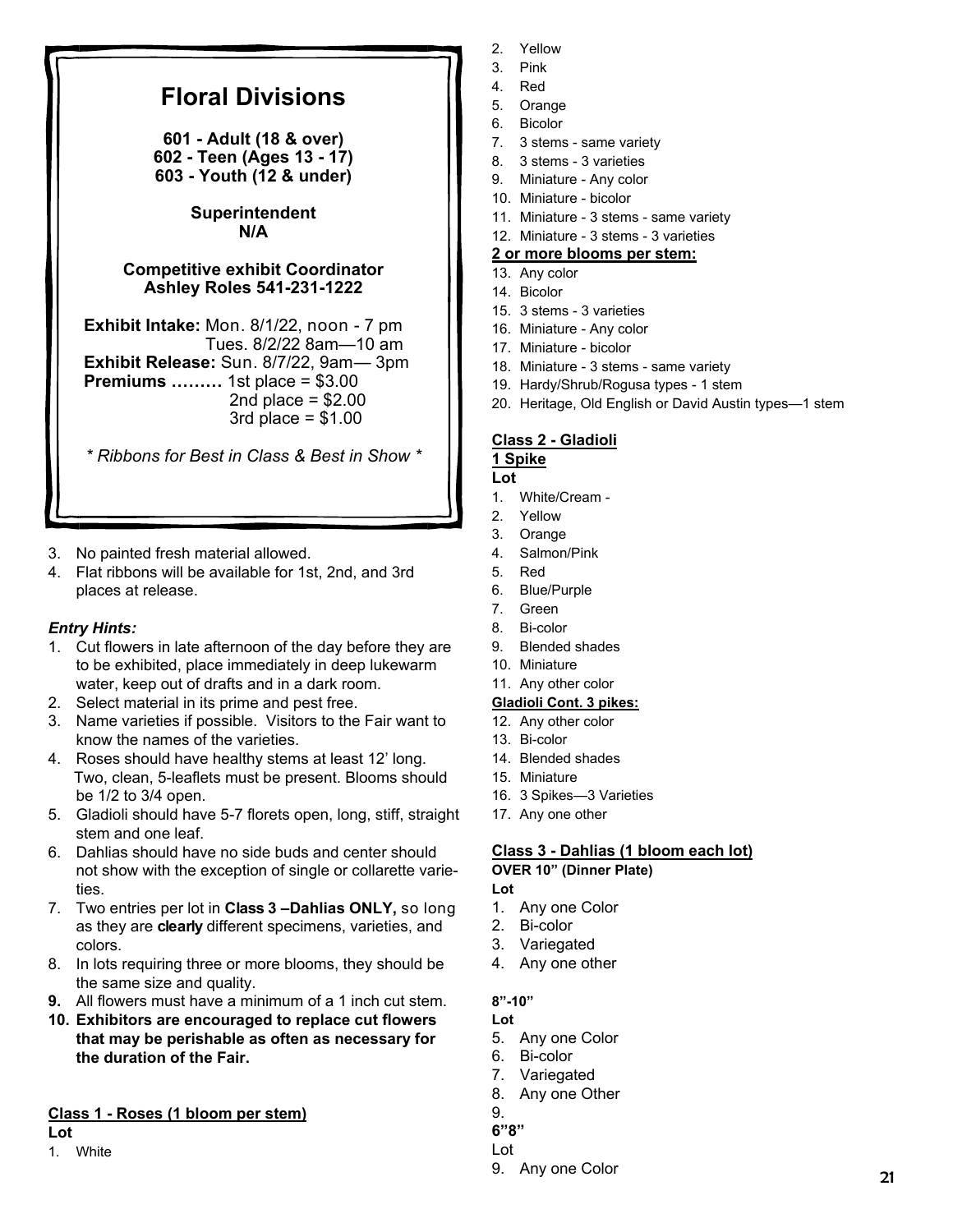# Floral Divisions

**601 - Adult (18 & over)**
**602 - Teen (Ages 13 - 17)**
**603 - Youth (12 & under)**

**Superintendent**
**N/A**

**Competitive exhibit Coordinator**
**Ashley Roles 541-231-1222**

**Exhibit Intake:** Mon. 8/1/22, noon - 7 pm
Tues. 8/2/22 8am—10 am
**Exhibit Release:** Sun. 8/7/22, 9am— 3pm
**Premiums ………** 1st place = $3.00
2nd place = $2.00
3rd place = $1.00

*\* Ribbons for Best in Class & Best in Show \**

3. No painted fresh material allowed.
4. Flat ribbons will be available for 1st, 2nd, and 3rd places at release.

***Entry Hints:***

1. Cut flowers in late afternoon of the day before they are to be exhibited, place immediately in deep lukewarm water, keep out of drafts and in a dark room.
2. Select material in its prime and pest free.
3. Name varieties if possible. Visitors to the Fair want to know the names of the varieties.
4. Roses should have healthy stems at least 12' long. Two, clean, 5-leaflets must be present. Blooms should be 1/2 to 3/4 open.
5. Gladioli should have 5-7 florets open, long, stiff, straight stem and one leaf.
6. Dahlias should have no side buds and center should not show with the exception of single or collarette varieties.
7. Two entries per lot in **Class 3 –Dahlias ONLY,** so long as they are **clearly** different specimens, varieties, and colors.
8. In lots requiring three or more blooms, they should be the same size and quality.
9. All flowers must have a minimum of a 1 inch cut stem.
10. **Exhibitors are encouraged to replace cut flowers that may be perishable as often as necessary for the duration of the Fair.**

**Class 1 - Roses (1 bloom per stem)**

**Lot**

1. White
2. Yellow
3. Pink
4. Red
5. Orange
6. Bicolor
7. 3 stems - same variety
8. 3 stems - 3 varieties
9. Miniature - Any color
10. Miniature - bicolor
11. Miniature - 3 stems - same variety
12. Miniature - 3 stems - 3 varieties

**2 or more blooms per stem:**

13. Any color
14. Bicolor
15. 3 stems - 3 varieties
16. Miniature - Any color
17. Miniature - bicolor
18. Miniature - 3 stems - same variety
19. Hardy/Shrub/Rogusa types - 1 stem
20. Heritage, Old English or David Austin types—1 stem

**Class 2 - Gladioli**

**1 Spike**

**Lot**

1. White/Cream -
2. Yellow
3. Orange
4. Salmon/Pink
5. Red
6. Blue/Purple
7. Green
8. Bi-color
9. Blended shades
10. Miniature
11. Any other color

**Gladioli Cont. 3 pikes:**

12. Any other color
13. Bi-color
14. Blended shades
15. Miniature
16. 3 Spikes—3 Varieties
17. Any one other

**Class 3 - Dahlias (1 bloom each lot)**

**OVER 10" (Dinner Plate)**

**Lot**

1. Any one Color
2. Bi-color
3. Variegated
4. Any one other

**8"-10"**

**Lot**

5. Any one Color
6. Bi-color
7. Variegated
8. Any one Other
9.

**6"8"**

Lot

9. Any one Color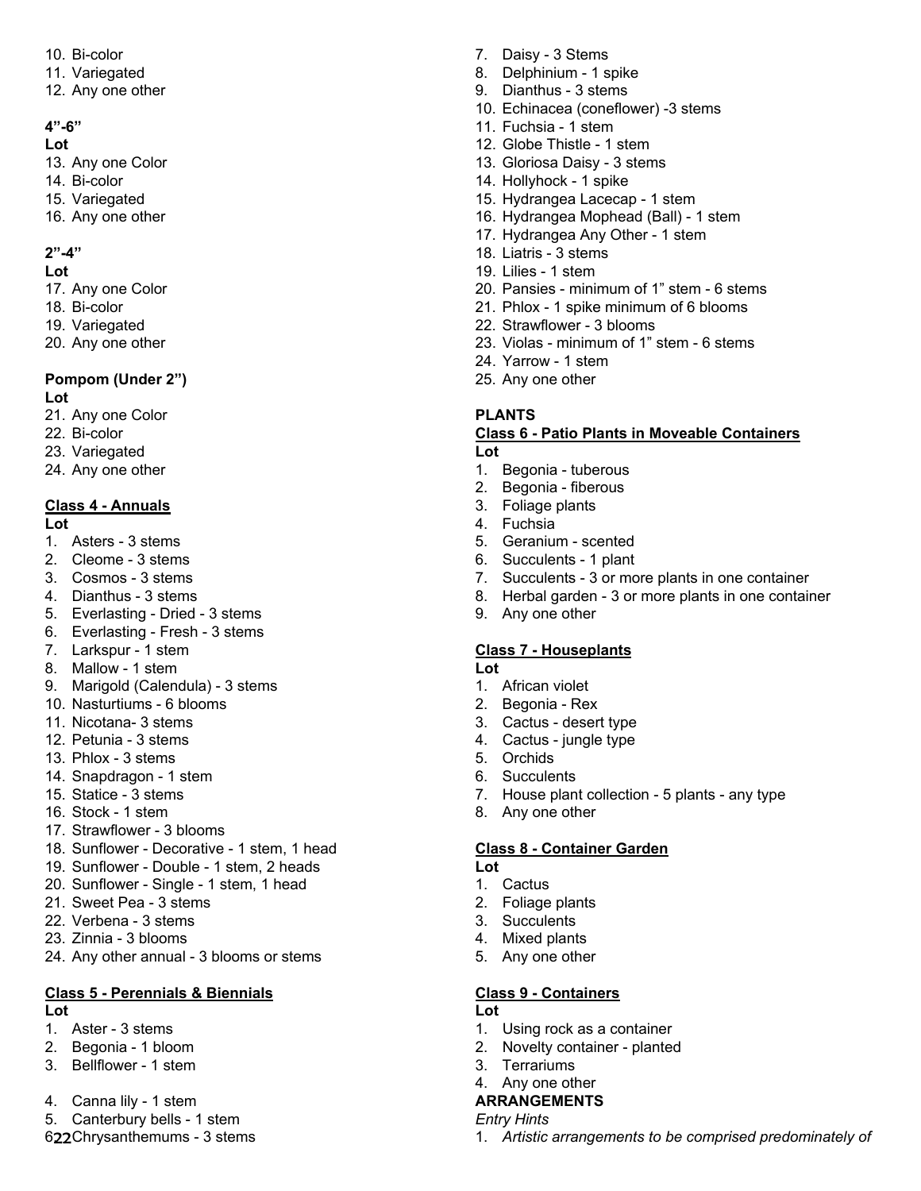10. Bi-color
11. Variegated
12. Any one other

**4"-6"**

**Lot**

13. Any one Color
14. Bi-color
15. Variegated
16. Any one other

**2"-4"**

**Lot**

17. Any one Color
18. Bi-color
19. Variegated
20. Any one other

**Pompom (Under 2")**

**Lot**

21. Any one Color
22. Bi-color
23. Variegated
24. Any one other

**Class 4 - Annuals**

**Lot**

1. Asters - 3 stems
2. Cleome - 3 stems
3. Cosmos - 3 stems
4. Dianthus - 3 stems
5. Everlasting - Dried - 3 stems
6. Everlasting - Fresh - 3 stems
7. Larkspur - 1 stem
8. Mallow - 1 stem
9. Marigold (Calendula) - 3 stems
10. Nasturtiums - 6 blooms
11. Nicotana- 3 stems
12. Petunia - 3 stems
13. Phlox - 3 stems
14. Snapdragon - 1 stem
15. Statice - 3 stems
16. Stock - 1 stem
17. Strawflower - 3 blooms
18. Sunflower - Decorative - 1 stem, 1 head
19. Sunflower - Double - 1 stem, 2 heads
20. Sunflower - Single - 1 stem, 1 head
21. Sweet Pea - 3 stems
22. Verbena - 3 stems
23. Zinnia - 3 blooms
24. Any other annual - 3 blooms or stems

**Class 5 - Perennials & Biennials**

**Lot**

1. Aster - 3 stems
2. Begonia - 1 bloom
3. Bellflower - 1 stem
4. Canna lily - 1 stem
5. Canterbury bells - 1 stem
6. Chrysanthemums - 3 stems
7. Daisy - 3 Stems
8. Delphinium - 1 spike
9. Dianthus - 3 stems
10. Echinacea (coneflower) -3 stems
11. Fuchsia - 1 stem
12. Globe Thistle - 1 stem
13. Gloriosa Daisy - 3 stems
14. Hollyhock - 1 spike
15. Hydrangea Lacecap - 1 stem
16. Hydrangea Mophead (Ball) - 1 stem
17. Hydrangea Any Other - 1 stem
18. Liatris - 3 stems
19. Lilies - 1 stem
20. Pansies - minimum of 1" stem - 6 stems
21. Phlox - 1 spike minimum of 6 blooms
22. Strawflower - 3 blooms
23. Violas - minimum of 1" stem - 6 stems
24. Yarrow - 1 stem
25. Any one other

**PLANTS**

**Class 6 - Patio Plants in Moveable Containers**

**Lot**

1. Begonia - tuberous
2. Begonia - fiberous
3. Foliage plants
4. Fuchsia
5. Geranium - scented
6. Succulents - 1 plant
7. Succulents - 3 or more plants in one container
8. Herbal garden - 3 or more plants in one container
9. Any one other

**Class 7 - Houseplants**

**Lot**

1. African violet
2. Begonia - Rex
3. Cactus - desert type
4. Cactus - jungle type
5. Orchids
6. Succulents
7. House plant collection - 5 plants - any type
8. Any one other

**Class 8 - Container Garden**

**Lot**

1. Cactus
2. Foliage plants
3. Succulents
4. Mixed plants
5. Any one other

**Class 9 - Containers**

**Lot**

1. Using rock as a container
2. Novelty container - planted
3. Terrariums
4. Any one other

**ARRANGEMENTS**

*Entry Hints*

1. *Artistic arrangements to be comprised predominately of*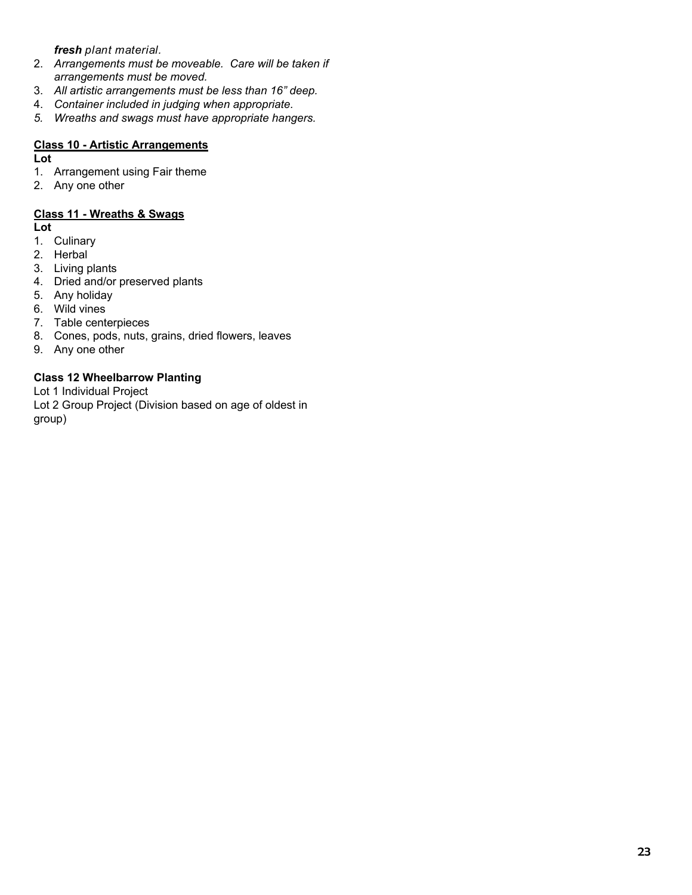***fresh** plant material.*

2. *Arrangements must be moveable. Care will be taken if arrangements must be moved.*
3. *All artistic arrangements must be less than 16" deep.*
4. *Container included in judging when appropriate.*
5. *Wreaths and swags must have appropriate hangers.*

**Class 10 - Artistic Arrangements**

**Lot**

1. Arrangement using Fair theme
2. Any one other

**Class 11 - Wreaths & Swags**

**Lot**

1. Culinary
2. Herbal
3. Living plants
4. Dried and/or preserved plants
5. Any holiday
6. Wild vines
7. Table centerpieces
8. Cones, pods, nuts, grains, dried flowers, leaves
9. Any one other

**Class 12 Wheelbarrow Planting**

Lot 1 Individual Project

Lot 2 Group Project (Division based on age of oldest in group)